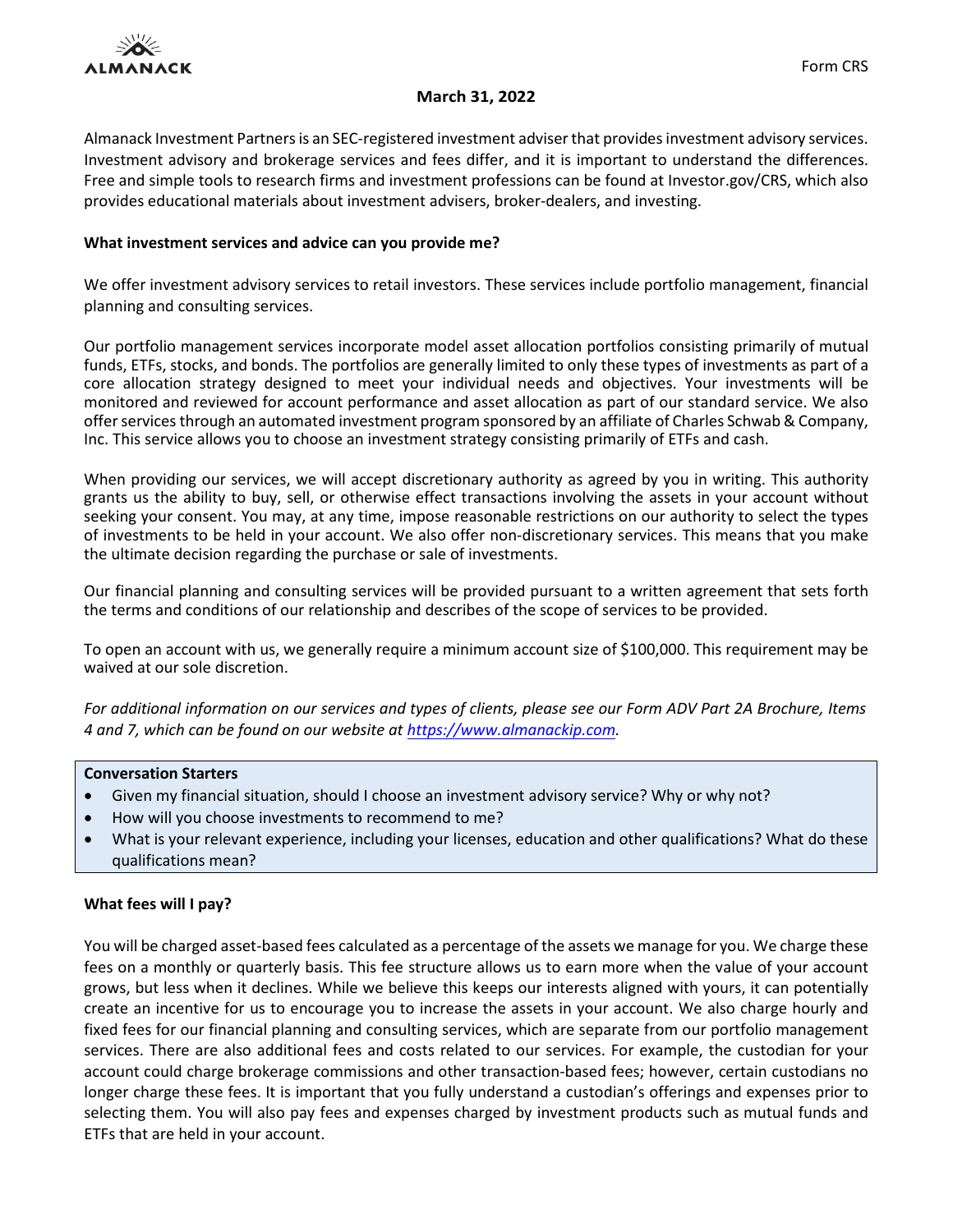ALMANACK

Form CRS

**March 31, 2022**

Almanack Investment Partners is an SEC-registered investment adviser that provides investment advisory services. Investment advisory and brokerage services and fees differ, and it is important to understand the differences. Free and simple tools to research firms and investment professions can be found at Investor.gov/CRS, which also provides educational materials about investment advisers, broker-dealers, and investing.

**What investment services and advice can you provide me?**

We offer investment advisory services to retail investors. These services include portfolio management, financial planning and consulting services.

Our portfolio management services incorporate model asset allocation portfolios consisting primarily of mutual funds, ETFs, stocks, and bonds. The portfolios are generally limited to only these types of investments as part of a core allocation strategy designed to meet your individual needs and objectives. Your investments will be monitored and reviewed for account performance and asset allocation as part of our standard service. We also offer services through an automated investment program sponsored by an affiliate of Charles Schwab & Company, Inc. This service allows you to choose an investment strategy consisting primarily of ETFs and cash.

When providing our services, we will accept discretionary authority as agreed by you in writing. This authority grants us the ability to buy, sell, or otherwise effect transactions involving the assets in your account without seeking your consent. You may, at any time, impose reasonable restrictions on our authority to select the types of investments to be held in your account. We also offer non-discretionary services. This means that you make the ultimate decision regarding the purchase or sale of investments.

Our financial planning and consulting services will be provided pursuant to a written agreement that sets forth the terms and conditions of our relationship and describes of the scope of services to be provided.

To open an account with us, we generally require a minimum account size of $100,000. This requirement may be waived at our sole discretion.

*For additional information on our services and types of clients, please see our Form ADV Part 2A Brochure, Items 4 and 7, which can be found on our website at https://www.almanackip.com.*

**Conversation Starters**

- Given my financial situation, should I choose an investment advisory service? Why or why not?
- How will you choose investments to recommend to me?
- What is your relevant experience, including your licenses, education and other qualifications? What do these qualifications mean?

**What fees will I pay?**

You will be charged asset-based fees calculated as a percentage of the assets we manage for you. We charge these fees on a monthly or quarterly basis. This fee structure allows us to earn more when the value of your account grows, but less when it declines. While we believe this keeps our interests aligned with yours, it can potentially create an incentive for us to encourage you to increase the assets in your account. We also charge hourly and fixed fees for our financial planning and consulting services, which are separate from our portfolio management services. There are also additional fees and costs related to our services. For example, the custodian for your account could charge brokerage commissions and other transaction-based fees; however, certain custodians no longer charge these fees. It is important that you fully understand a custodian's offerings and expenses prior to selecting them. You will also pay fees and expenses charged by investment products such as mutual funds and ETFs that are held in your account.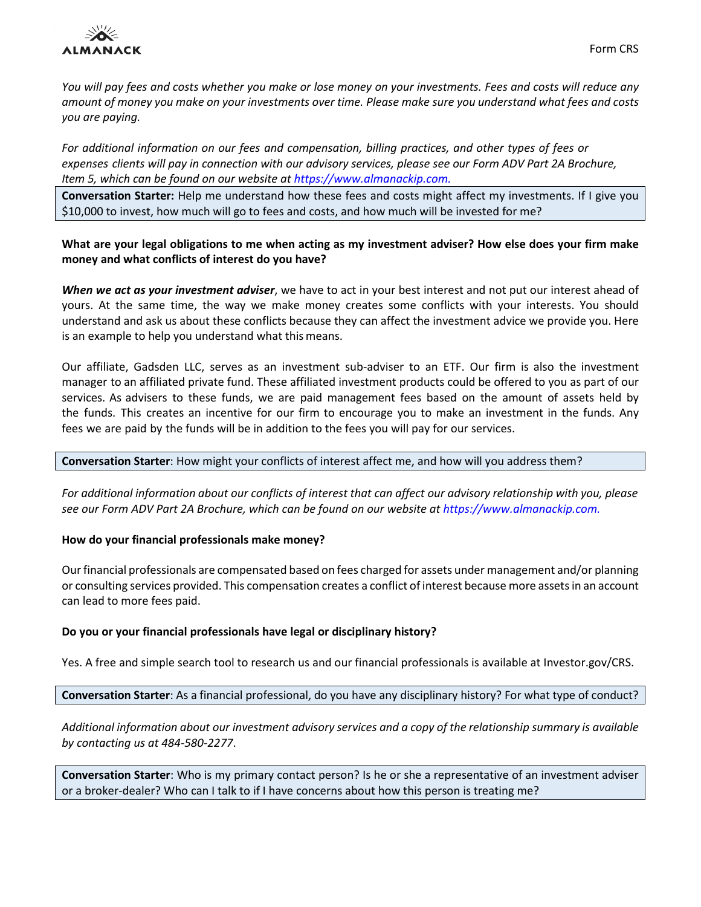*You will pay fees and costs whether you make or lose money on your investments. Fees and costs will reduce any amount of money you make on your investments over time. Please make sure you understand what fees and costs you are paying.*

*For additional information on our fees and compensation, billing practices, and other types of fees or expenses clients will pay in connection with our advisory services, please see our Form ADV Part 2A Brochure, Item 5, which can be found on our website at https://www.almanackip.com.*

**Conversation Starter:** Help me understand how these fees and costs might affect my investments. If I give you $10,000 to invest, how much will go to fees and costs, and how much will be invested for me?

**What are your legal obligations to me when acting as my investment adviser? How else does your firm make money and what conflicts of interest do you have?**

***When we act as your investment adviser***, we have to act in your best interest and not put our interest ahead of yours. At the same time, the way we make money creates some conflicts with your interests. You should understand and ask us about these conflicts because they can affect the investment advice we provide you. Here is an example to help you understand what this means.

Our affiliate, Gadsden LLC, serves as an investment sub-adviser to an ETF. Our firm is also the investment manager to an affiliated private fund. These affiliated investment products could be offered to you as part of our services. As advisers to these funds, we are paid management fees based on the amount of assets held by the funds. This creates an incentive for our firm to encourage you to make an investment in the funds. Any fees we are paid by the funds will be in addition to the fees you will pay for our services.

**Conversation Starter**: How might your conflicts of interest affect me, and how will you address them?

*For additional information about our conflicts of interest that can affect our advisory relationship with you, please see our Form ADV Part 2A Brochure, which can be found on our website at https://www.almanackip.com.*

**How do your financial professionals make money?**

Our financial professionals are compensated based on fees charged for assets under management and/or planning or consulting services provided. This compensation creates a conflict of interest because more assets in an account can lead to more fees paid.

**Do you or your financial professionals have legal or disciplinary history?**

Yes. A free and simple search tool to research us and our financial professionals is available at Investor.gov/CRS.

**Conversation Starter**: As a financial professional, do you have any disciplinary history? For what type of conduct?

*Additional information about our investment advisory services and a copy of the relationship summary is available by contacting us at 484-580-2277.*

**Conversation Starter**: Who is my primary contact person? Is he or she a representative of an investment adviser or a broker-dealer? Who can I talk to if I have concerns about how this person is treating me?